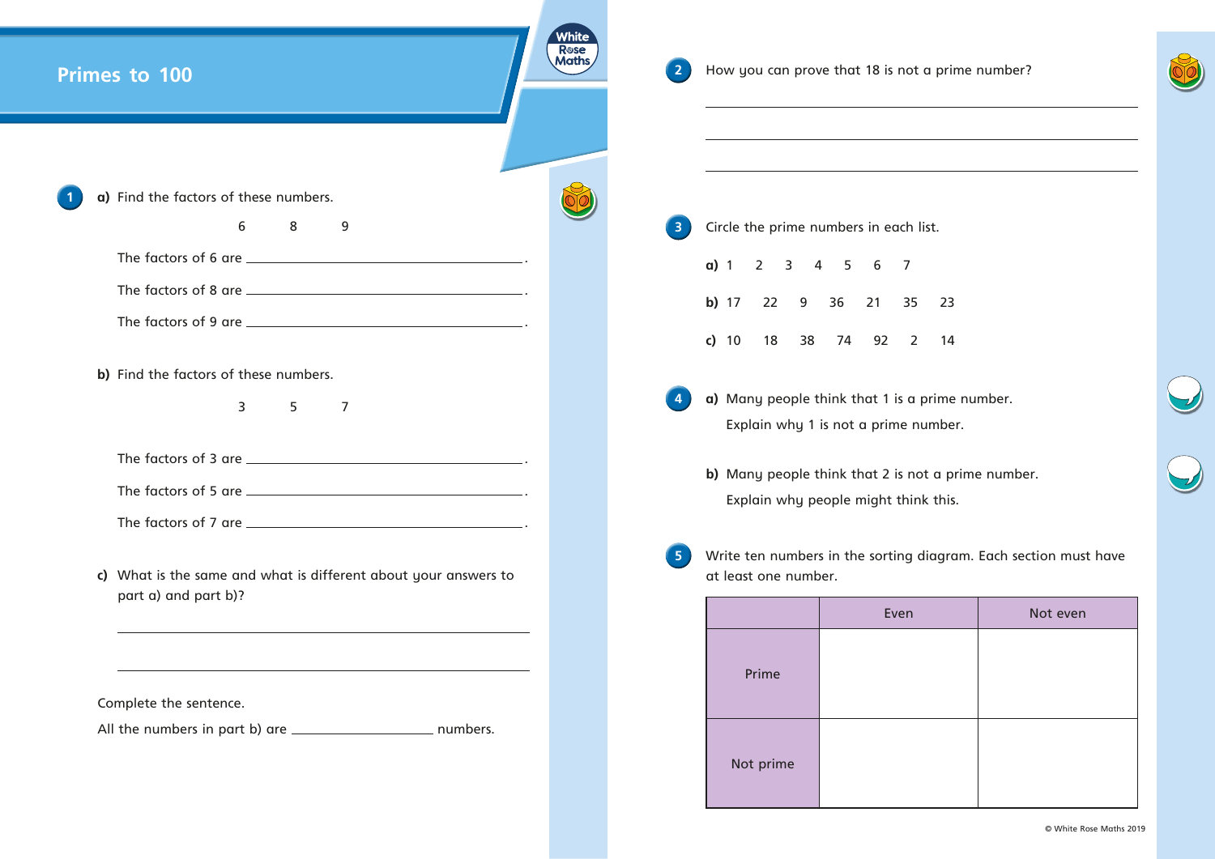# Primes to 100

**1** **a)** Find the factors of these numbers.

6 8 9

The factors of 6 are ______________________________.

The factors of 8 are ______________________________.

The factors of 9 are ______________________________.

**b)** Find the factors of these numbers.

3 5 7

The factors of 3 are ______________________________.

The factors of 5 are ______________________________.

The factors of 7 are ______________________________.

**c)** What is the same and what is different about your answers to part a) and part b)?

______________________________

______________________________

Complete the sentence.

All the numbers in part b) are ______________ numbers.

**2** How you can prove that 18 is not a prime number?

______________________________

______________________________

______________________________

**3** Circle the prime numbers in each list.

**a)** 1 2 3 4 5 6 7

**b)** 17 22 9 36 21 35 23

**c)** 10 18 38 74 92 2 14

**4** **a)** Many people think that 1 is a prime number.

Explain why 1 is not a prime number.

**b)** Many people think that 2 is not a prime number.

Explain why people might think this.

**5** Write ten numbers in the sorting diagram. Each section must have at least one number.

| | Even | Not even |
|---|---|---|
| Prime | | |
| Not prime | | |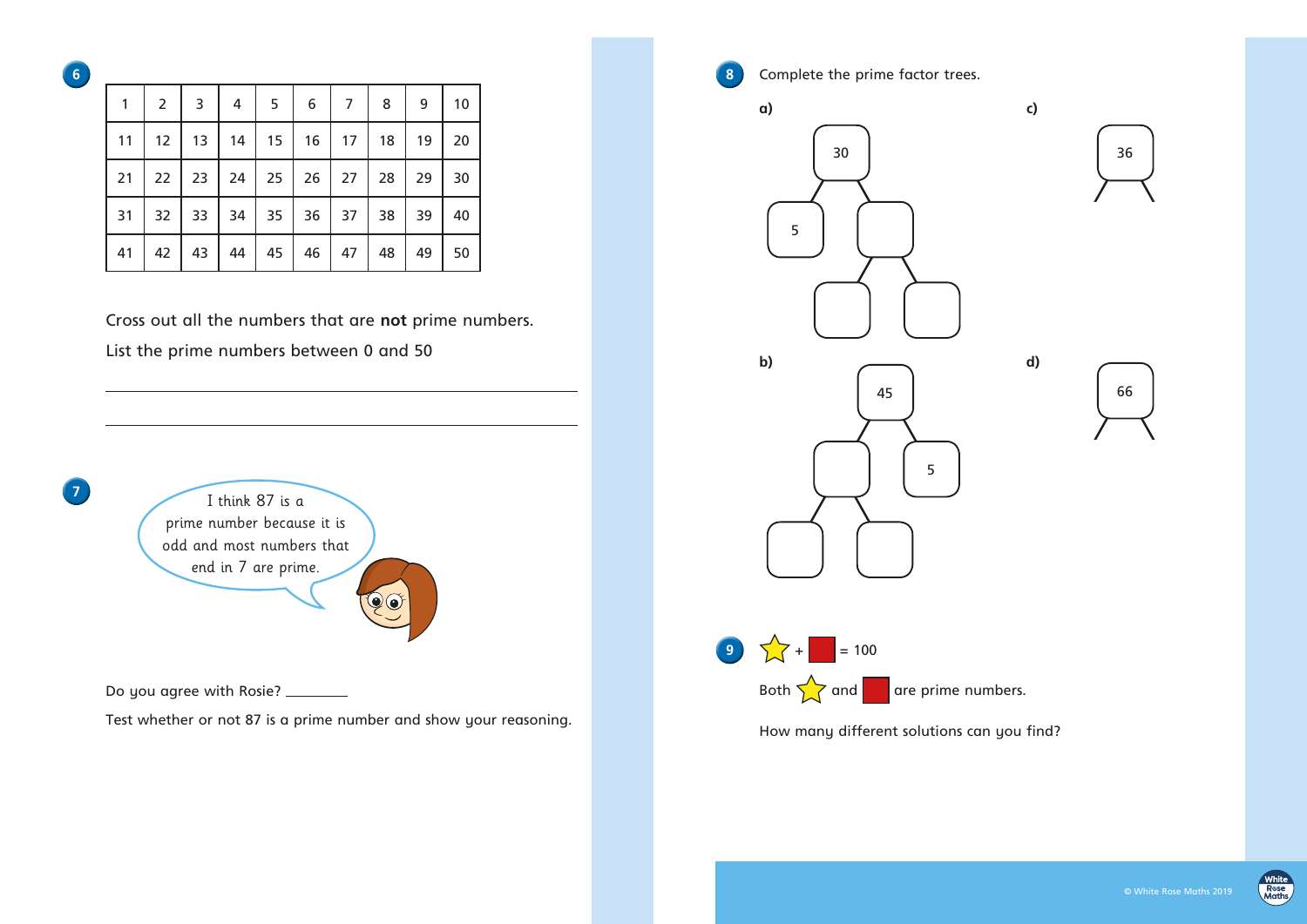**6**

| | | | | | | | | | |
|---|---|---|---|---|---|---|---|---|---|
| 1 | 2 | 3 | 4 | 5 | 6 | 7 | 8 | 9 | 10 |
| 11 | 12 | 13 | 14 | 15 | 16 | 17 | 18 | 19 | 20 |
| 21 | 22 | 23 | 24 | 25 | 26 | 27 | 28 | 29 | 30 |
| 31 | 32 | 33 | 34 | 35 | 36 | 37 | 38 | 39 | 40 |
| 41 | 42 | 43 | 44 | 45 | 46 | 47 | 48 | 49 | 50 |

Cross out all the numbers that are **not** prime numbers.

List the prime numbers between 0 and 50

______________________________________________

______________________________________________

**7**

I think 87 is a prime number because it is odd and most numbers that end in 7 are prime.

Do you agree with Rosie? ________

Test whether or not 87 is a prime number and show your reasoning.

**8** Complete the prime factor trees.

**a)**

30

5

**b)**

45

5

**c)**

36

**d)**

66

**9** ☆ + ■ = 100

Both ☆ and ■ are prime numbers.

How many different solutions can you find?